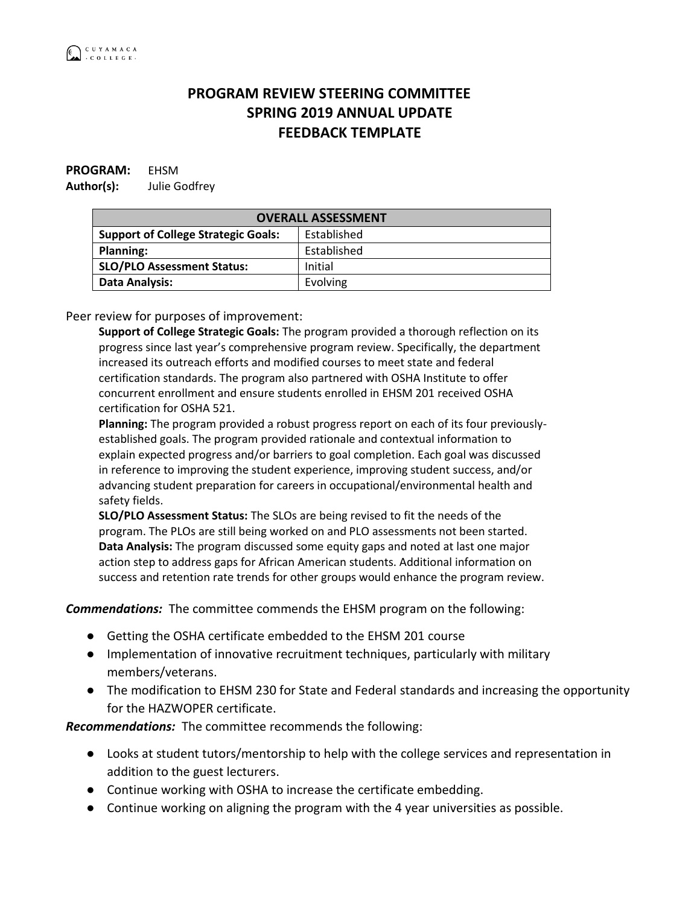# PROGRAM REVIEW STEERING COMMITTEE
## SPRING 2019 ANNUAL UPDATE
## FEEDBACK TEMPLATE

**PROGRAM:** EHSM
**Author(s):** Julie Godfrey

| OVERALL ASSESSMENT | |
|---|---|
| **Support of College Strategic Goals:** | Established |
| **Planning:** | Established |
| **SLO/PLO Assessment Status:** | Initial |
| **Data Analysis:** | Evolving |

Peer review for purposes of improvement:

**Support of College Strategic Goals:** The program provided a thorough reflection on its progress since last year's comprehensive program review. Specifically, the department increased its outreach efforts and modified courses to meet state and federal certification standards. The program also partnered with OSHA Institute to offer concurrent enrollment and ensure students enrolled in EHSM 201 received OSHA certification for OSHA 521.

**Planning:** The program provided a robust progress report on each of its four previously-established goals. The program provided rationale and contextual information to explain expected progress and/or barriers to goal completion. Each goal was discussed in reference to improving the student experience, improving student success, and/or advancing student preparation for careers in occupational/environmental health and safety fields.

**SLO/PLO Assessment Status:** The SLOs are being revised to fit the needs of the program. The PLOs are still being worked on and PLO assessments not been started.

**Data Analysis:** The program discussed some equity gaps and noted at last one major action step to address gaps for African American students. Additional information on success and retention rate trends for other groups would enhance the program review.

***Commendations:*** The committee commends the EHSM program on the following:

- Getting the OSHA certificate embedded to the EHSM 201 course
- Implementation of innovative recruitment techniques, particularly with military members/veterans.
- The modification to EHSM 230 for State and Federal standards and increasing the opportunity for the HAZWOPER certificate.

***Recommendations:*** The committee recommends the following:

- Looks at student tutors/mentorship to help with the college services and representation in addition to the guest lecturers.
- Continue working with OSHA to increase the certificate embedding.
- Continue working on aligning the program with the 4 year universities as possible.